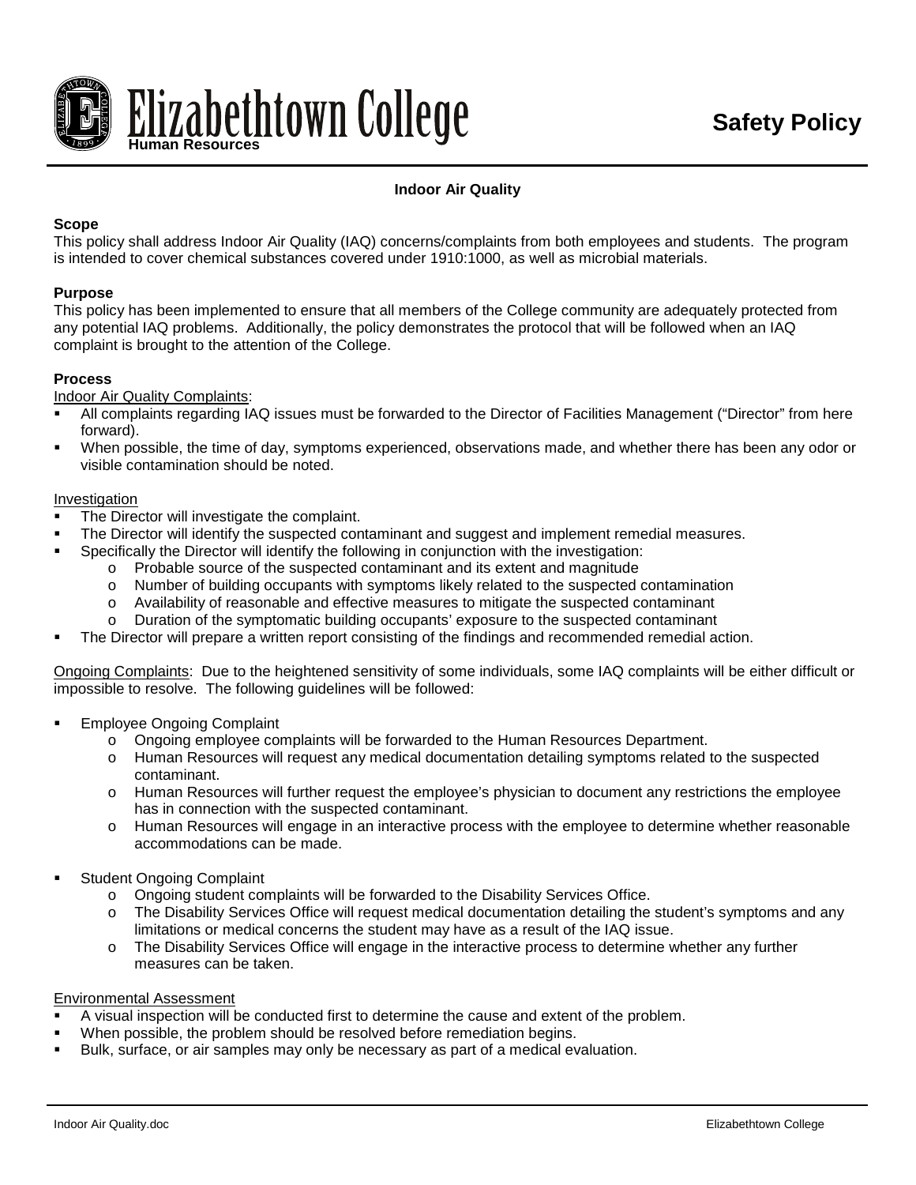# Elizabethtown College

Human Resources

**Safety Policy**

## Indoor Air Quality

### Scope

This policy shall address Indoor Air Quality (IAQ) concerns/complaints from both employees and students. The program is intended to cover chemical substances covered under 1910:1000, as well as microbial materials.

### Purpose

This policy has been implemented to ensure that all members of the College community are adequately protected from any potential IAQ problems. Additionally, the policy demonstrates the protocol that will be followed when an IAQ complaint is brought to the attention of the College.

### Process

Indoor Air Quality Complaints:

- All complaints regarding IAQ issues must be forwarded to the Director of Facilities Management ("Director" from here forward).
- When possible, the time of day, symptoms experienced, observations made, and whether there has been any odor or visible contamination should be noted.

Investigation

- The Director will investigate the complaint.
- The Director will identify the suspected contaminant and suggest and implement remedial measures.
- Specifically the Director will identify the following in conjunction with the investigation:
  - Probable source of the suspected contaminant and its extent and magnitude
  - Number of building occupants with symptoms likely related to the suspected contamination
  - Availability of reasonable and effective measures to mitigate the suspected contaminant
  - Duration of the symptomatic building occupants' exposure to the suspected contaminant
- The Director will prepare a written report consisting of the findings and recommended remedial action.

Ongoing Complaints: Due to the heightened sensitivity of some individuals, some IAQ complaints will be either difficult or impossible to resolve. The following guidelines will be followed:

- Employee Ongoing Complaint
  - Ongoing employee complaints will be forwarded to the Human Resources Department.
  - Human Resources will request any medical documentation detailing symptoms related to the suspected contaminant.
  - Human Resources will further request the employee's physician to document any restrictions the employee has in connection with the suspected contaminant.
  - Human Resources will engage in an interactive process with the employee to determine whether reasonable accommodations can be made.

- Student Ongoing Complaint
  - Ongoing student complaints will be forwarded to the Disability Services Office.
  - The Disability Services Office will request medical documentation detailing the student's symptoms and any limitations or medical concerns the student may have as a result of the IAQ issue.
  - The Disability Services Office will engage in the interactive process to determine whether any further measures can be taken.

Environmental Assessment

- A visual inspection will be conducted first to determine the cause and extent of the problem.
- When possible, the problem should be resolved before remediation begins.
- Bulk, surface, or air samples may only be necessary as part of a medical evaluation.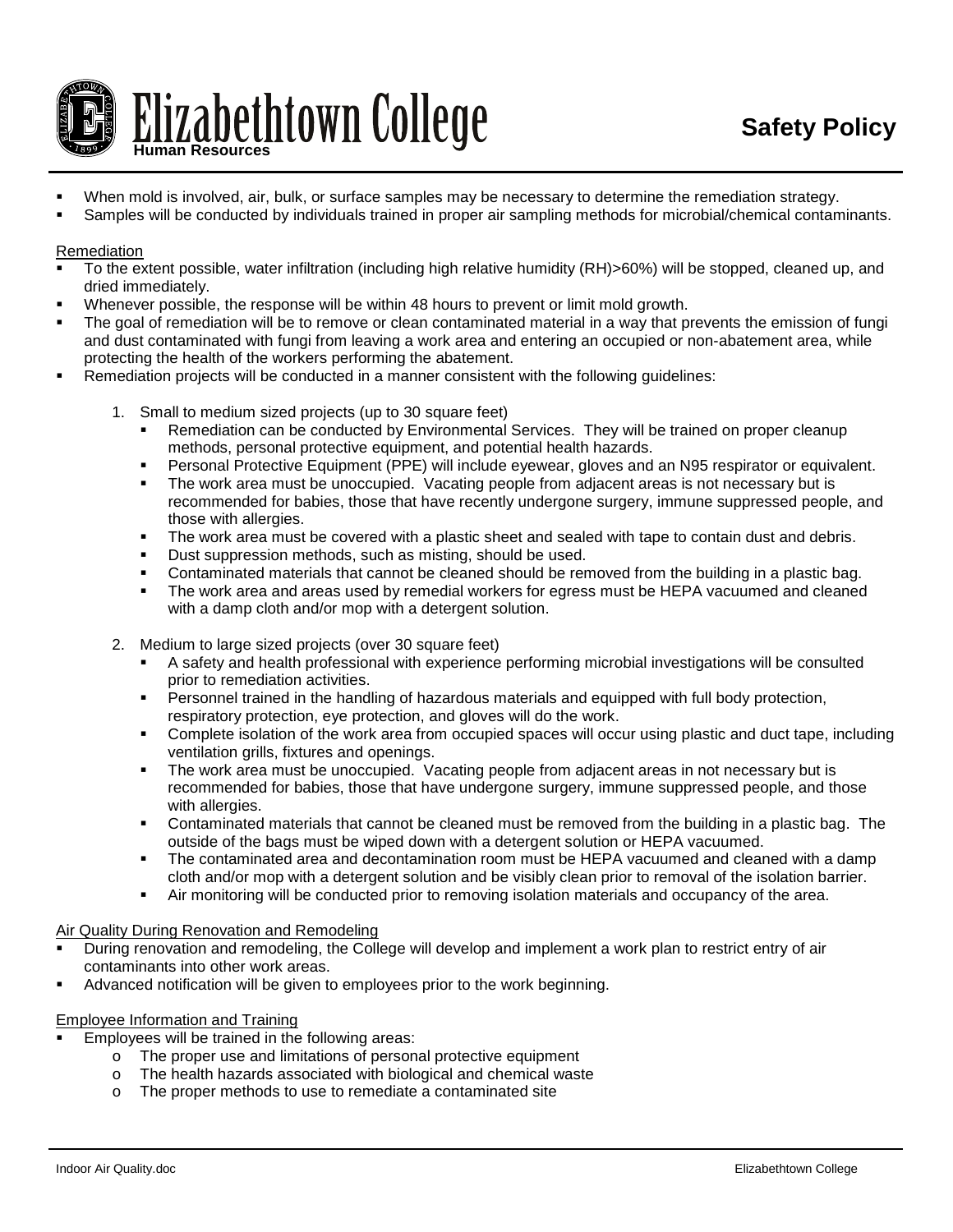- When mold is involved, air, bulk, or surface samples may be necessary to determine the remediation strategy.
- Samples will be conducted by individuals trained in proper air sampling methods for microbial/chemical contaminants.

Remediation

- To the extent possible, water infiltration (including high relative humidity (RH)>60%) will be stopped, cleaned up, and dried immediately.
- Whenever possible, the response will be within 48 hours to prevent or limit mold growth.
- The goal of remediation will be to remove or clean contaminated material in a way that prevents the emission of fungi and dust contaminated with fungi from leaving a work area and entering an occupied or non-abatement area, while protecting the health of the workers performing the abatement.
- Remediation projects will be conducted in a manner consistent with the following guidelines:

  1. Small to medium sized projects (up to 30 square feet)
     - Remediation can be conducted by Environmental Services. They will be trained on proper cleanup methods, personal protective equipment, and potential health hazards.
     - Personal Protective Equipment (PPE) will include eyewear, gloves and an N95 respirator or equivalent.
     - The work area must be unoccupied. Vacating people from adjacent areas is not necessary but is recommended for babies, those that have recently undergone surgery, immune suppressed people, and those with allergies.
     - The work area must be covered with a plastic sheet and sealed with tape to contain dust and debris.
     - Dust suppression methods, such as misting, should be used.
     - Contaminated materials that cannot be cleaned should be removed from the building in a plastic bag.
     - The work area and areas used by remedial workers for egress must be HEPA vacuumed and cleaned with a damp cloth and/or mop with a detergent solution.

  2. Medium to large sized projects (over 30 square feet)
     - A safety and health professional with experience performing microbial investigations will be consulted prior to remediation activities.
     - Personnel trained in the handling of hazardous materials and equipped with full body protection, respiratory protection, eye protection, and gloves will do the work.
     - Complete isolation of the work area from occupied spaces will occur using plastic and duct tape, including ventilation grills, fixtures and openings.
     - The work area must be unoccupied. Vacating people from adjacent areas in not necessary but is recommended for babies, those that have undergone surgery, immune suppressed people, and those with allergies.
     - Contaminated materials that cannot be cleaned must be removed from the building in a plastic bag. The outside of the bags must be wiped down with a detergent solution or HEPA vacuumed.
     - The contaminated area and decontamination room must be HEPA vacuumed and cleaned with a damp cloth and/or mop with a detergent solution and be visibly clean prior to removal of the isolation barrier.
     - Air monitoring will be conducted prior to removing isolation materials and occupancy of the area.

Air Quality During Renovation and Remodeling

- During renovation and remodeling, the College will develop and implement a work plan to restrict entry of air contaminants into other work areas.
- Advanced notification will be given to employees prior to the work beginning.

Employee Information and Training

- Employees will be trained in the following areas:
  - The proper use and limitations of personal protective equipment
  - The health hazards associated with biological and chemical waste
  - The proper methods to use to remediate a contaminated site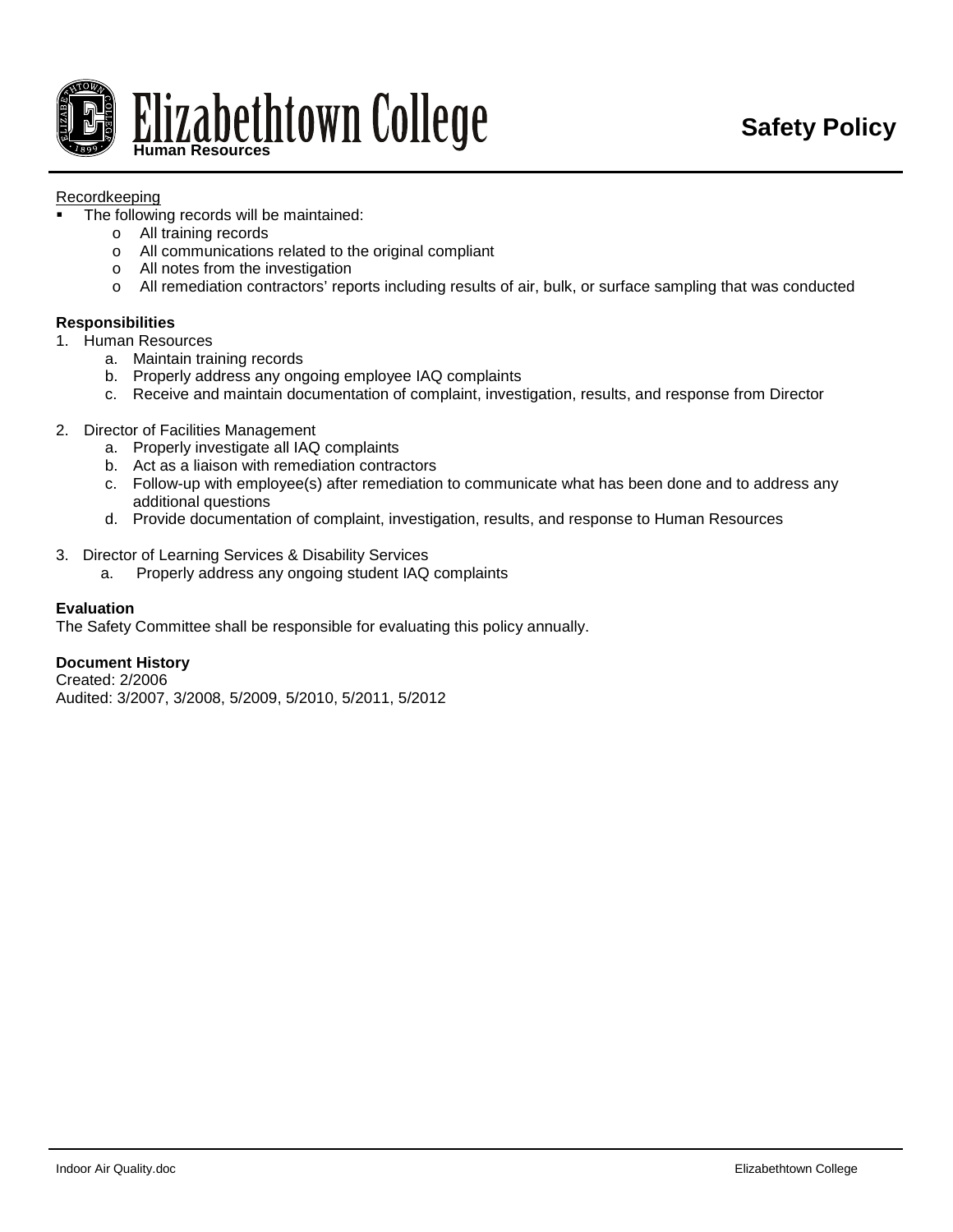Recordkeeping

- The following records will be maintained:
  - All training records
  - All communications related to the original compliant
  - All notes from the investigation
  - All remediation contractors' reports including results of air, bulk, or surface sampling that was conducted

**Responsibilities**

1. Human Resources
   a. Maintain training records
   b. Properly address any ongoing employee IAQ complaints
   c. Receive and maintain documentation of complaint, investigation, results, and response from Director

2. Director of Facilities Management
   a. Properly investigate all IAQ complaints
   b. Act as a liaison with remediation contractors
   c. Follow-up with employee(s) after remediation to communicate what has been done and to address any additional questions
   d. Provide documentation of complaint, investigation, results, and response to Human Resources

3. Director of Learning Services & Disability Services
   a. Properly address any ongoing student IAQ complaints

**Evaluation**

The Safety Committee shall be responsible for evaluating this policy annually.

**Document History**

Created: 2/2006
Audited: 3/2007, 3/2008, 5/2009, 5/2010, 5/2011, 5/2012